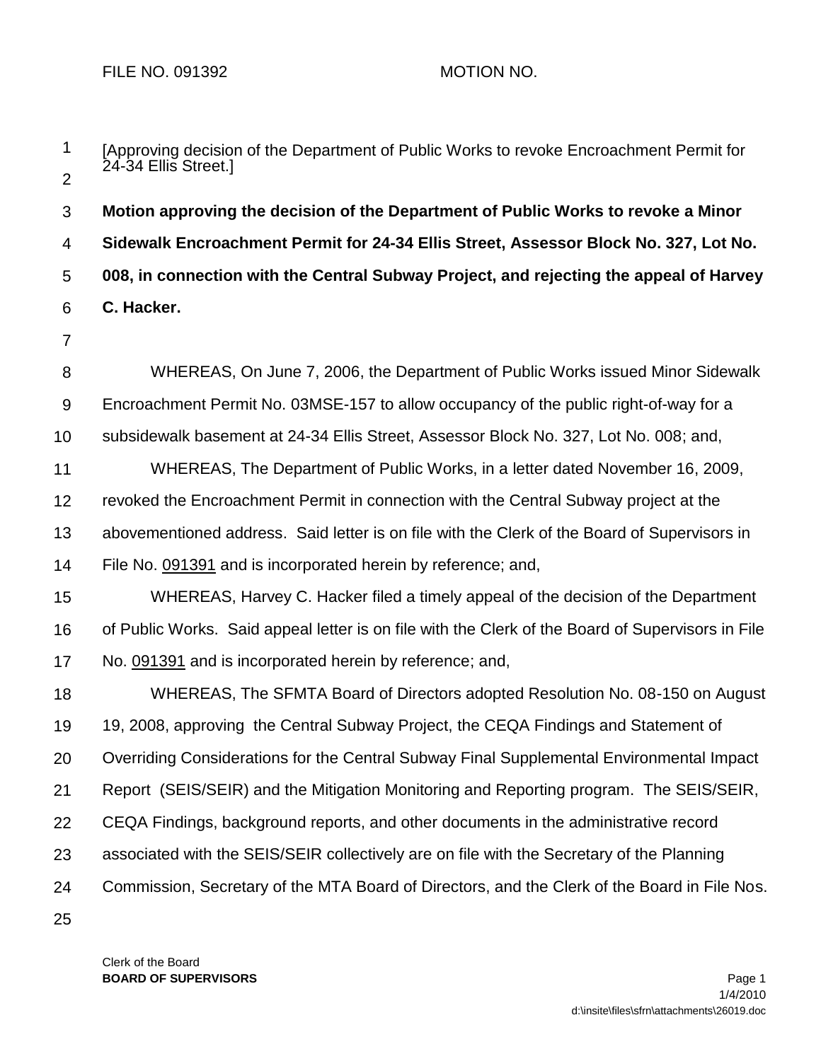FILE NO. 091392 MOTION NO.

[Approving decision of the Department of Public Works to revoke Encroachment Permit for 24-34 Ellis Street.]

**Motion approving the decision of the Department of Public Works to revoke a Minor Sidewalk Encroachment Permit for 24-34 Ellis Street, Assessor Block No. 327, Lot No. 008, in connection with the Central Subway Project, and rejecting the appeal of Harvey C. Hacker.**

WHEREAS, On June 7, 2006, the Department of Public Works issued Minor Sidewalk Encroachment Permit No. 03MSE-157 to allow occupancy of the public right-of-way for a subsidewalk basement at 24-34 Ellis Street, Assessor Block No. 327, Lot No. 008; and,

WHEREAS, The Department of Public Works, in a letter dated November 16, 2009, revoked the Encroachment Permit in connection with the Central Subway project at the abovementioned address. Said letter is on file with the Clerk of the Board of Supervisors in File No. 091391 and is incorporated herein by reference; and,

WHEREAS, Harvey C. Hacker filed a timely appeal of the decision of the Department of Public Works. Said appeal letter is on file with the Clerk of the Board of Supervisors in File No. 091391 and is incorporated herein by reference; and,

WHEREAS, The SFMTA Board of Directors adopted Resolution No. 08-150 on August 19, 2008, approving the Central Subway Project, the CEQA Findings and Statement of Overriding Considerations for the Central Subway Final Supplemental Environmental Impact Report (SEIS/SEIR) and the Mitigation Monitoring and Reporting program. The SEIS/SEIR, CEQA Findings, background reports, and other documents in the administrative record associated with the SEIS/SEIR collectively are on file with the Secretary of the Planning Commission, Secretary of the MTA Board of Directors, and the Clerk of the Board in File Nos.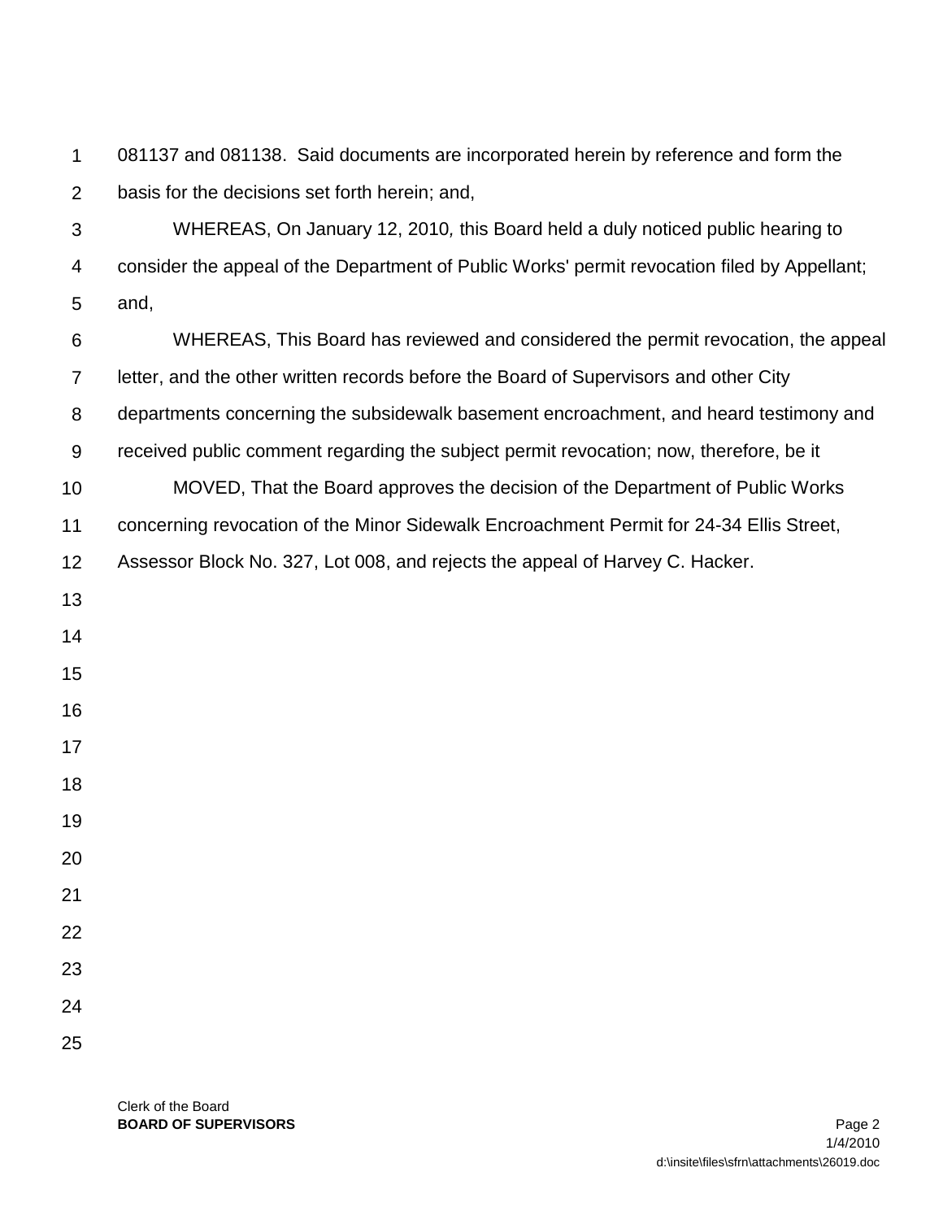081137 and 081138. Said documents are incorporated herein by reference and form the basis for the decisions set forth herein; and,

WHEREAS, On January 12, 2010, this Board held a duly noticed public hearing to consider the appeal of the Department of Public Works' permit revocation filed by Appellant; and,

WHEREAS, This Board has reviewed and considered the permit revocation, the appeal letter, and the other written records before the Board of Supervisors and other City departments concerning the subsidewalk basement encroachment, and heard testimony and received public comment regarding the subject permit revocation; now, therefore, be it

MOVED, That the Board approves the decision of the Department of Public Works concerning revocation of the Minor Sidewalk Encroachment Permit for 24-34 Ellis Street, Assessor Block No. 327, Lot 008, and rejects the appeal of Harvey C. Hacker.